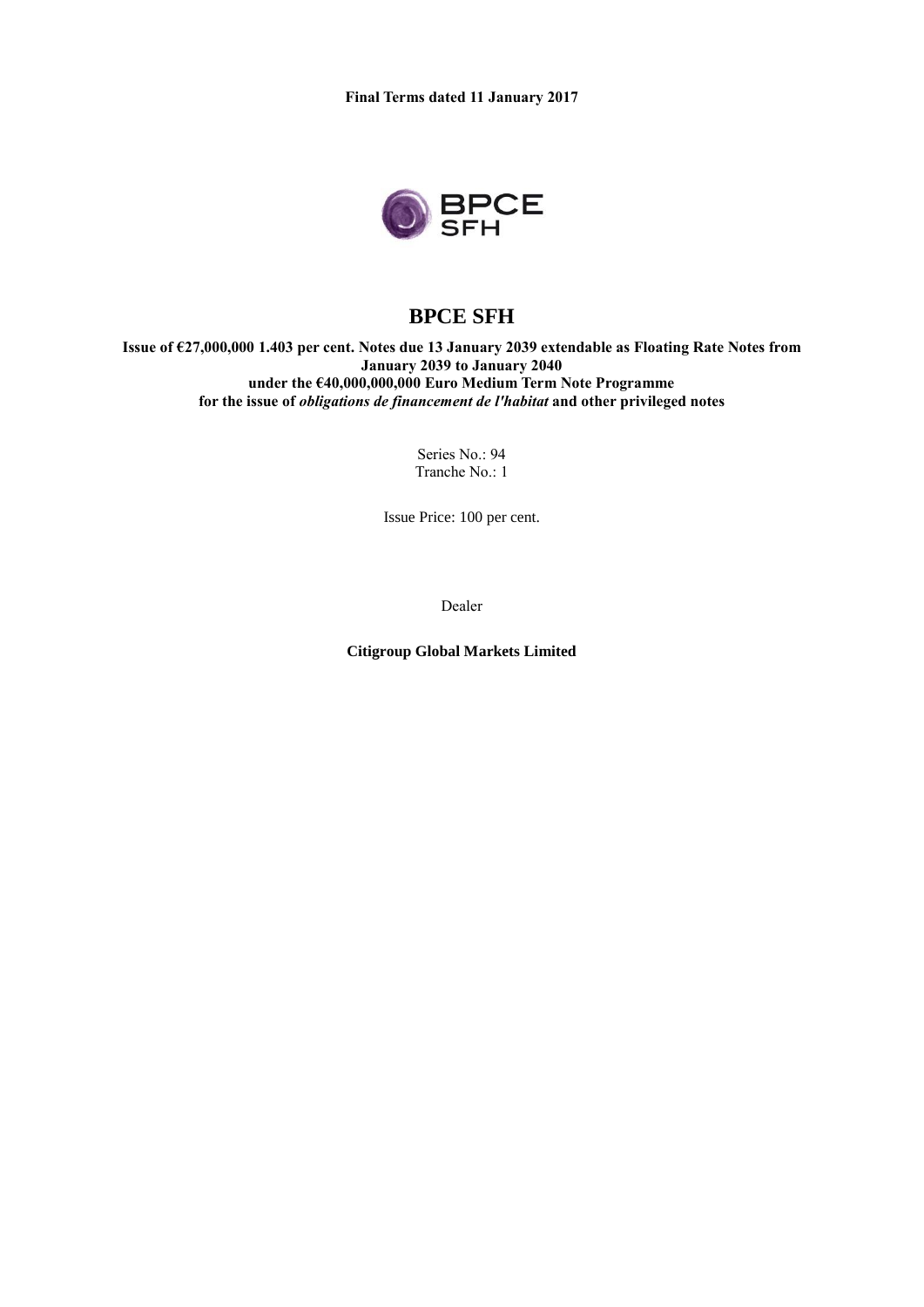**Final Terms dated 11 January 2017**

# BPCE SFH

**Issue of €27,000,000 1.403 per cent. Notes due 13 January 2039 extendable as Floating Rate Notes from January 2039 to January 2040**
**under the €40,000,000,000 Euro Medium Term Note Programme**
**for the issue of *obligations de financement de l'habitat* and other privileged notes**

Series No.: 94
Tranche No.: 1

Issue Price: 100 per cent.

Dealer

**Citigroup Global Markets Limited**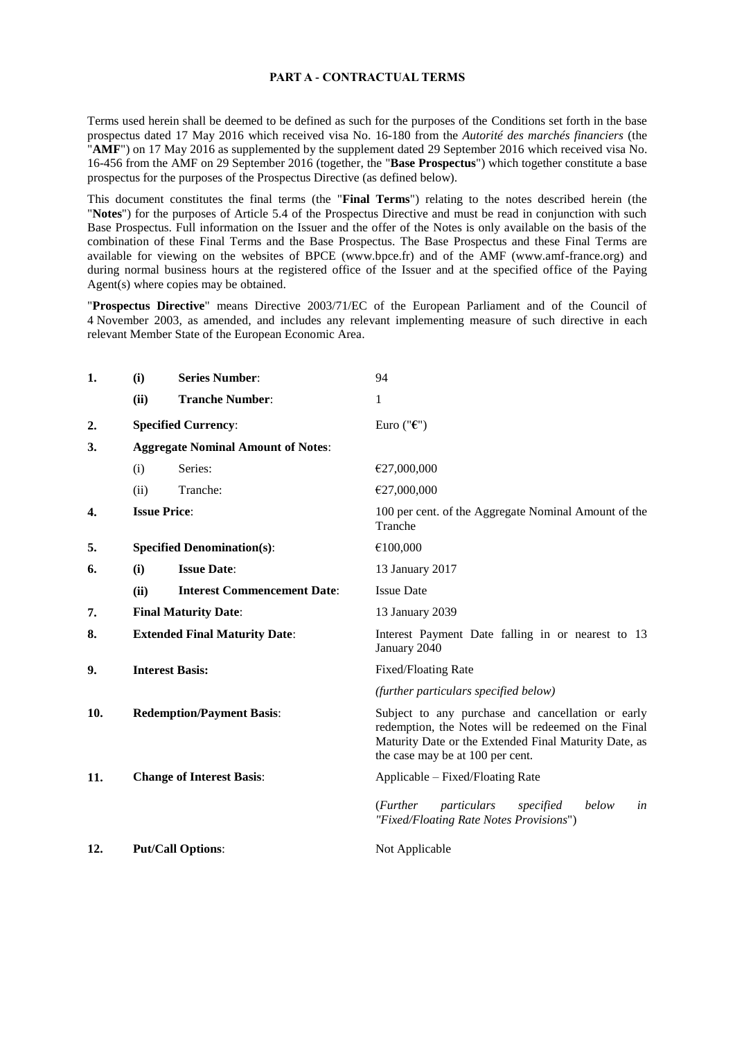## PART A - CONTRACTUAL TERMS

Terms used herein shall be deemed to be defined as such for the purposes of the Conditions set forth in the base prospectus dated 17 May 2016 which received visa No. 16-180 from the *Autorité des marchés financiers* (the "**AMF**") on 17 May 2016 as supplemented by the supplement dated 29 September 2016 which received visa No. 16-456 from the AMF on 29 September 2016 (together, the "**Base Prospectus**") which together constitute a base prospectus for the purposes of the Prospectus Directive (as defined below).

This document constitutes the final terms (the "**Final Terms**") relating to the notes described herein (the "**Notes**") for the purposes of Article 5.4 of the Prospectus Directive and must be read in conjunction with such Base Prospectus. Full information on the Issuer and the offer of the Notes is only available on the basis of the combination of these Final Terms and the Base Prospectus. The Base Prospectus and these Final Terms are available for viewing on the websites of BPCE (www.bpce.fr) and of the AMF (www.amf-france.org) and during normal business hours at the registered office of the Issuer and at the specified office of the Paying Agent(s) where copies may be obtained.

"**Prospectus Directive**" means Directive 2003/71/EC of the European Parliament and of the Council of 4 November 2003, as amended, and includes any relevant implementing measure of such directive in each relevant Member State of the European Economic Area.

| | | | |
|---|---|---|---|
| **1.** | **(i)** | **Series Number**: | 94 |
| | **(ii)** | **Tranche Number**: | 1 |
| **2.** | | **Specified Currency**: | Euro ("**€**") |
| **3.** | | **Aggregate Nominal Amount of Notes**: | |
| | (i) | Series: | €27,000,000 |
| | (ii) | Tranche: | €27,000,000 |
| **4.** | | **Issue Price**: | 100 per cent. of the Aggregate Nominal Amount of the Tranche |
| **5.** | | **Specified Denomination(s)**: | €100,000 |
| **6.** | **(i)** | **Issue Date**: | 13 January 2017 |
| | **(ii)** | **Interest Commencement Date**: | Issue Date |
| **7.** | | **Final Maturity Date**: | 13 January 2039 |
| **8.** | | **Extended Final Maturity Date**: | Interest Payment Date falling in or nearest to 13 January 2040 |
| **9.** | | **Interest Basis:** | Fixed/Floating Rate<br>*(further particulars specified below)* |
| **10.** | | **Redemption/Payment Basis**: | Subject to any purchase and cancellation or early redemption, the Notes will be redeemed on the Final Maturity Date or the Extended Final Maturity Date, as the case may be at 100 per cent. |
| **11.** | | **Change of Interest Basis**: | Applicable – Fixed/Floating Rate<br>(*Further particulars specified below in "Fixed/Floating Rate Notes Provisions*") |
| **12.** | | **Put/Call Options**: | Not Applicable |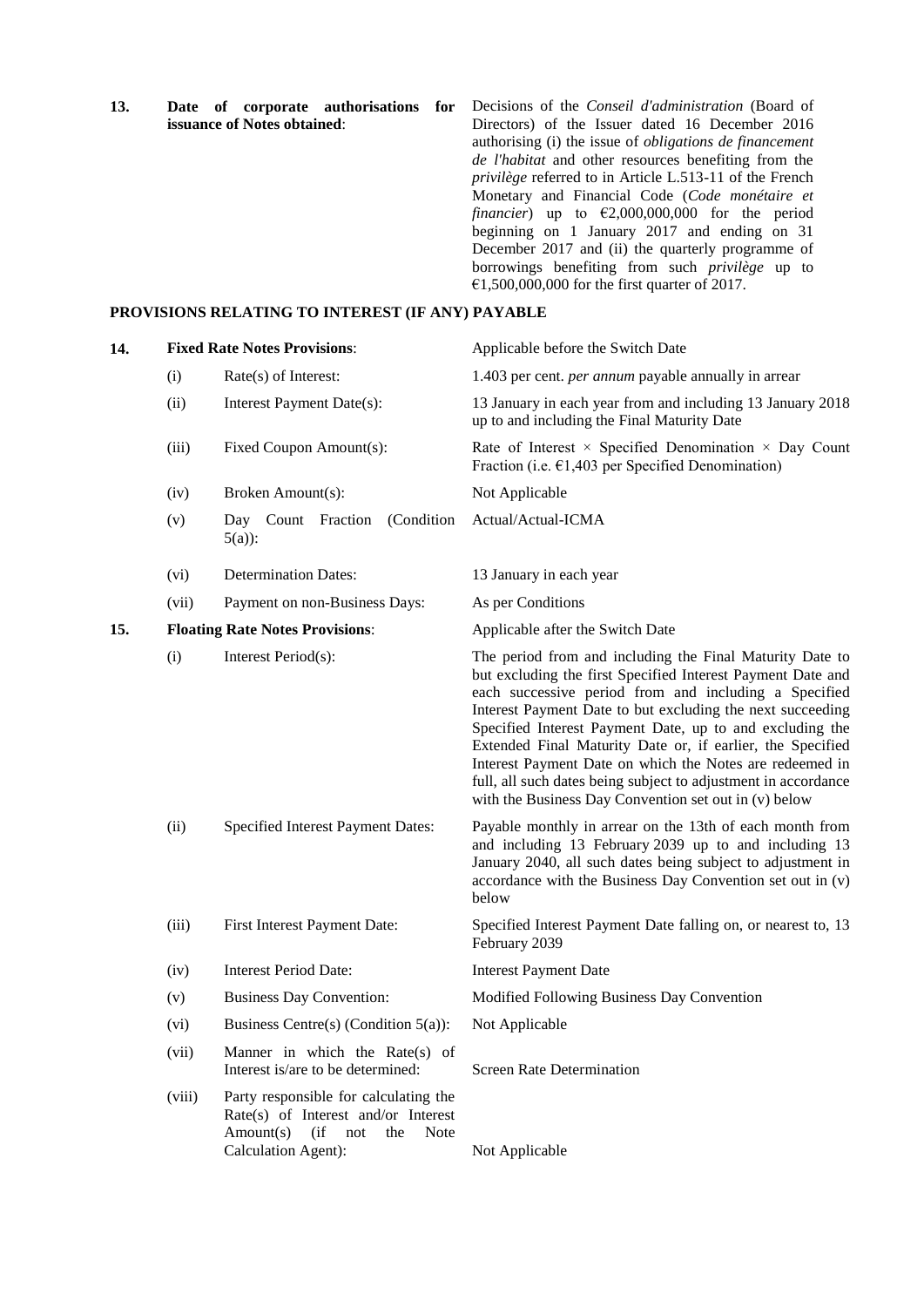| | | | |
|---|---|---|---|
| **13.** | **Date of corporate authorisations for issuance of Notes obtained**: | | Decisions of the *Conseil d'administration* (Board of Directors) of the Issuer dated 16 December 2016 authorising (i) the issue of *obligations de financement de l'habitat* and other resources benefiting from the *privilège* referred to in Article L.513-11 of the French Monetary and Financial Code (*Code monétaire et financier*) up to €2,000,000,000 for the period beginning on 1 January 2017 and ending on 31 December 2017 and (ii) the quarterly programme of borrowings benefiting from such *privilège* up to €1,500,000,000 for the first quarter of 2017. |

**PROVISIONS RELATING TO INTEREST (IF ANY) PAYABLE**

| | | | |
|---|---|---|---|
| **14.** | **Fixed Rate Notes Provisions**: | | Applicable before the Switch Date |
| | (i) | Rate(s) of Interest: | 1.403 per cent. *per annum* payable annually in arrear |
| | (ii) | Interest Payment Date(s): | 13 January in each year from and including 13 January 2018 up to and including the Final Maturity Date |
| | (iii) | Fixed Coupon Amount(s): | Rate of Interest × Specified Denomination × Day Count Fraction (i.e. €1,403 per Specified Denomination) |
| | (iv) | Broken Amount(s): | Not Applicable |
| | (v) | Day Count Fraction (Condition 5(a)): | Actual/Actual-ICMA |
| | (vi) | Determination Dates: | 13 January in each year |
| | (vii) | Payment on non-Business Days: | As per Conditions |
| **15.** | **Floating Rate Notes Provisions**: | | Applicable after the Switch Date |
| | (i) | Interest Period(s): | The period from and including the Final Maturity Date to but excluding the first Specified Interest Payment Date and each successive period from and including a Specified Interest Payment Date to but excluding the next succeeding Specified Interest Payment Date, up to and excluding the Extended Final Maturity Date or, if earlier, the Specified Interest Payment Date on which the Notes are redeemed in full, all such dates being subject to adjustment in accordance with the Business Day Convention set out in (v) below |
| | (ii) | Specified Interest Payment Dates: | Payable monthly in arrear on the 13th of each month from and including 13 February 2039 up to and including 13 January 2040, all such dates being subject to adjustment in accordance with the Business Day Convention set out in (v) below |
| | (iii) | First Interest Payment Date: | Specified Interest Payment Date falling on, or nearest to, 13 February 2039 |
| | (iv) | Interest Period Date: | Interest Payment Date |
| | (v) | Business Day Convention: | Modified Following Business Day Convention |
| | (vi) | Business Centre(s) (Condition 5(a)): | Not Applicable |
| | (vii) | Manner in which the Rate(s) of Interest is/are to be determined: | Screen Rate Determination |
| | (viii) | Party responsible for calculating the Rate(s) of Interest and/or Interest Amount(s) (if not the Note Calculation Agent): | Not Applicable |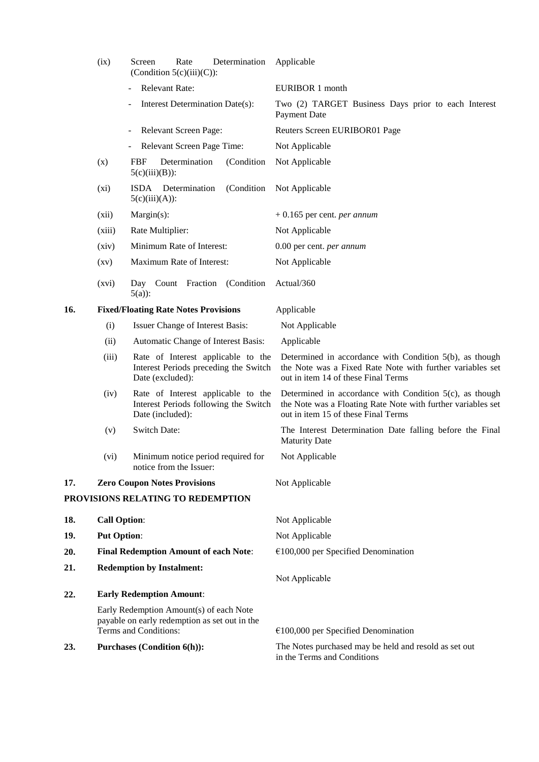| | | | |
|---|---|---|---|
| | (ix) | Screen Rate Determination (Condition 5(c)(iii)(C)): | Applicable |
| | | - Relevant Rate: | EURIBOR 1 month |
| | | - Interest Determination Date(s): | Two (2) TARGET Business Days prior to each Interest Payment Date |
| | | - Relevant Screen Page: | Reuters Screen EURIBOR01 Page |
| | | - Relevant Screen Page Time: | Not Applicable |
| | (x) | FBF Determination (Condition 5(c)(iii)(B)): | Not Applicable |
| | (xi) | ISDA Determination (Condition 5(c)(iii)(A)): | Not Applicable |
| | (xii) | Margin(s): | + 0.165 per cent. *per annum* |
| | (xiii) | Rate Multiplier: | Not Applicable |
| | (xiv) | Minimum Rate of Interest: | 0.00 per cent. *per annum* |
| | (xv) | Maximum Rate of Interest: | Not Applicable |
| | (xvi) | Day Count Fraction (Condition 5(a)): | Actual/360 |
| **16.** | **Fixed/Floating Rate Notes Provisions** | | Applicable |
| | (i) | Issuer Change of Interest Basis: | Not Applicable |
| | (ii) | Automatic Change of Interest Basis: | Applicable |
| | (iii) | Rate of Interest applicable to the Interest Periods preceding the Switch Date (excluded): | Determined in accordance with Condition 5(b), as though the Note was a Fixed Rate Note with further variables set out in item 14 of these Final Terms |
| | (iv) | Rate of Interest applicable to the Interest Periods following the Switch Date (included): | Determined in accordance with Condition 5(c), as though the Note was a Floating Rate Note with further variables set out in item 15 of these Final Terms |
| | (v) | Switch Date: | The Interest Determination Date falling before the Final Maturity Date |
| | (vi) | Minimum notice period required for notice from the Issuer: | Not Applicable |
| **17.** | **Zero Coupon Notes Provisions** | | Not Applicable |

**PROVISIONS RELATING TO REDEMPTION**

| | | |
|---|---|---|
| **18.** | **Call Option**: | Not Applicable |
| **19.** | **Put Option**: | Not Applicable |
| **20.** | **Final Redemption Amount of each Note**: | €100,000 per Specified Denomination |
| **21.** | **Redemption by Instalment:** | Not Applicable |
| **22.** | **Early Redemption Amount**: | |
| | Early Redemption Amount(s) of each Note payable on early redemption as set out in the Terms and Conditions: | €100,000 per Specified Denomination |
| **23.** | **Purchases (Condition 6(h)):** | The Notes purchased may be held and resold as set out in the Terms and Conditions |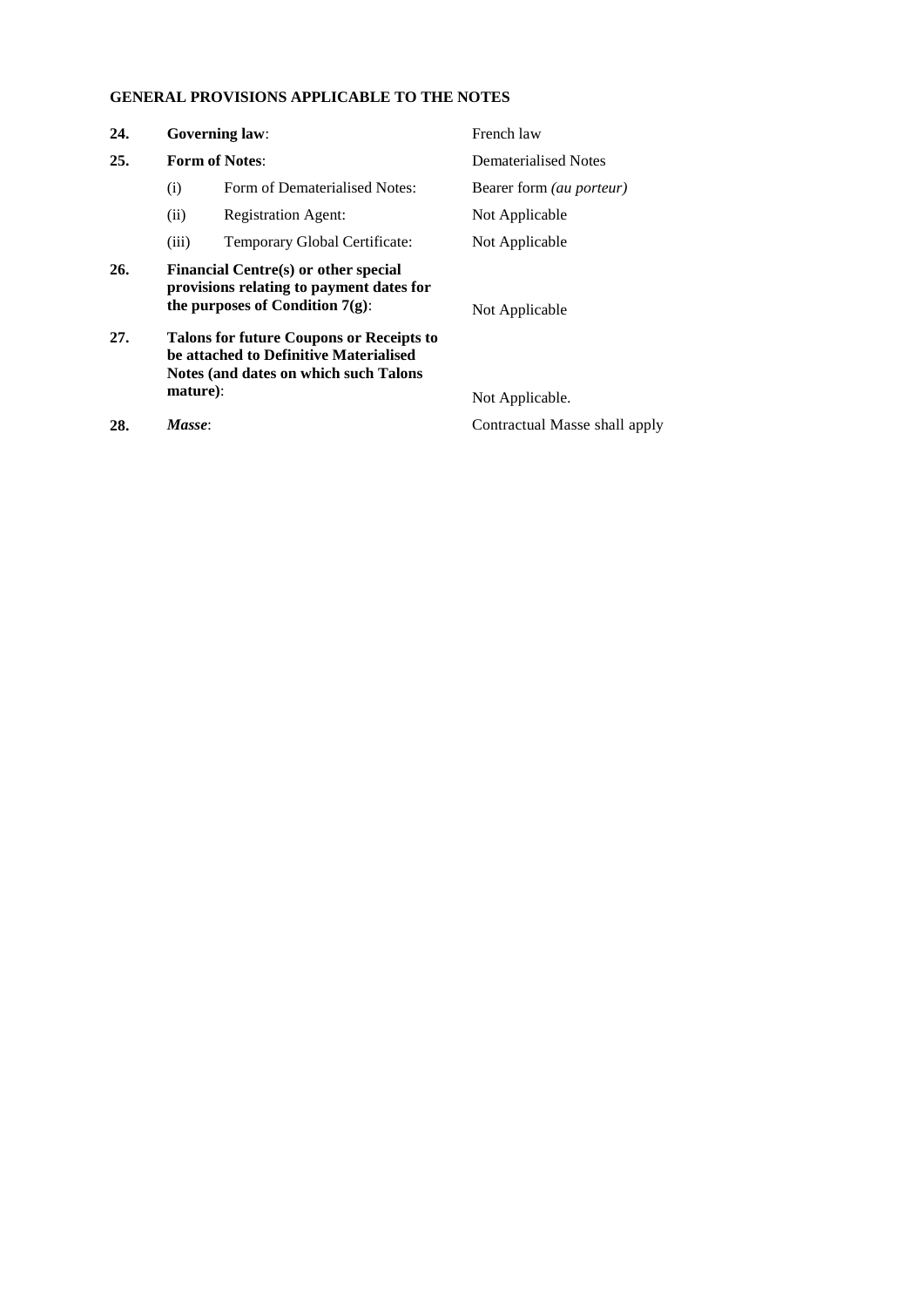**GENERAL PROVISIONS APPLICABLE TO THE NOTES**

| | | |
|---|---|---|
| **24.** | **Governing law**: | French law |
| **25.** | **Form of Notes**: | Dematerialised Notes |
| | (i) Form of Dematerialised Notes: | Bearer form *(au porteur)* |
| | (ii) Registration Agent: | Not Applicable |
| | (iii) Temporary Global Certificate: | Not Applicable |
| **26.** | **Financial Centre(s) or other special provisions relating to payment dates for the purposes of Condition 7(g)**: | Not Applicable |
| **27.** | **Talons for future Coupons or Receipts to be attached to Definitive Materialised Notes (and dates on which such Talons mature)**: | Not Applicable. |
| **28.** | ***Masse***: | Contractual Masse shall apply |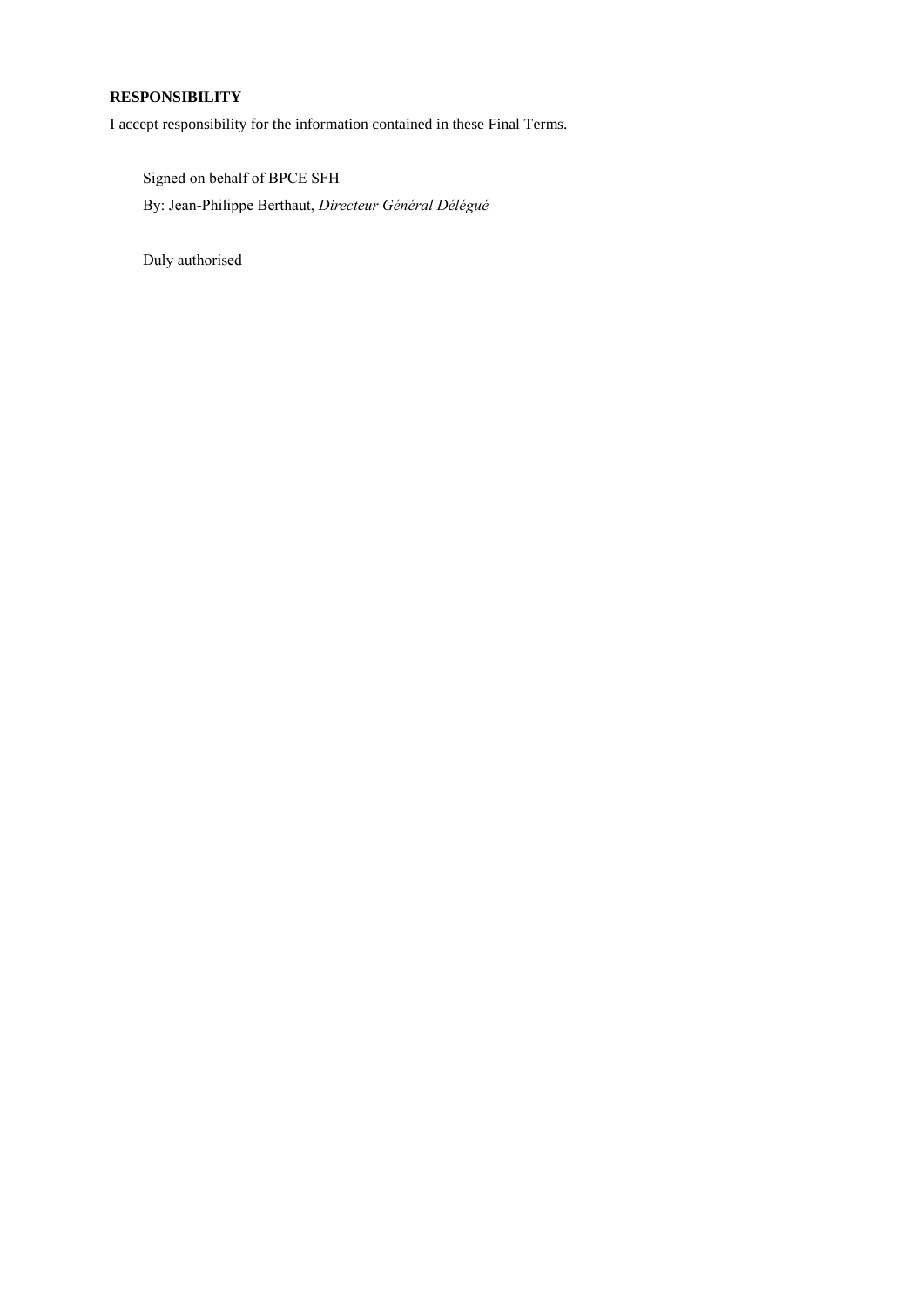**RESPONSIBILITY**

I accept responsibility for the information contained in these Final Terms.

Signed on behalf of BPCE SFH

By: Jean-Philippe Berthaut, *Directeur Général Délégué*

Duly authorised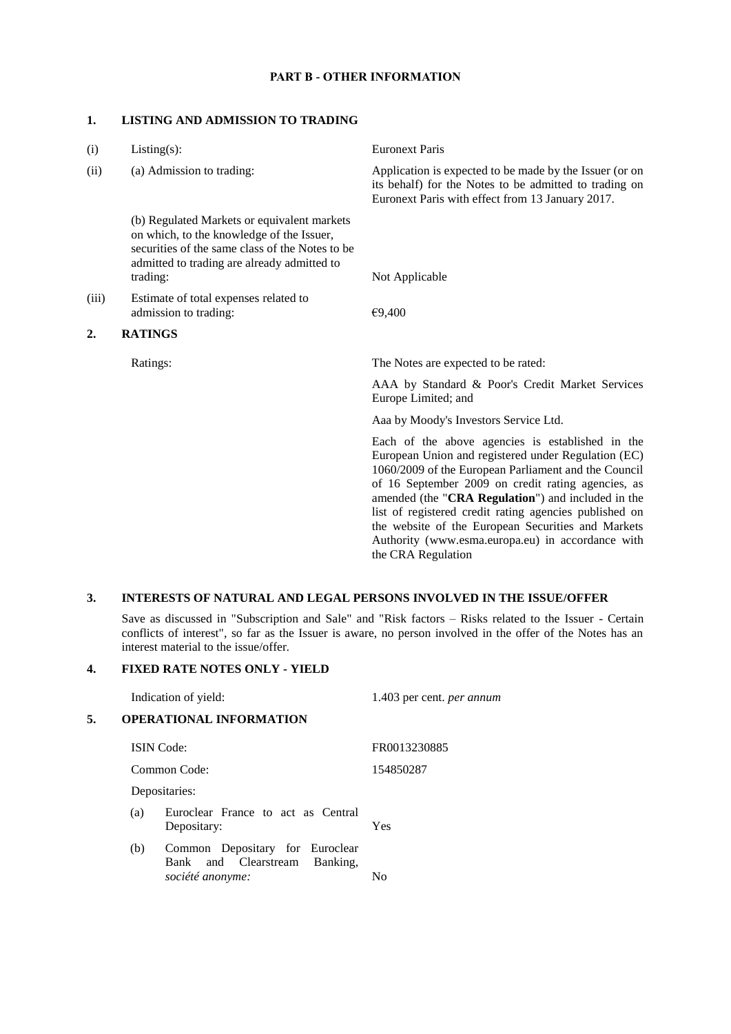## PART B - OTHER INFORMATION

### 1. LISTING AND ADMISSION TO TRADING

| | | |
|---|---|---|
| (i) | Listing(s): | Euronext Paris |
| (ii) | (a) Admission to trading: | Application is expected to be made by the Issuer (or on its behalf) for the Notes to be admitted to trading on Euronext Paris with effect from 13 January 2017. |
| | (b) Regulated Markets or equivalent markets on which, to the knowledge of the Issuer, securities of the same class of the Notes to be admitted to trading are already admitted to trading: | Not Applicable |
| (iii) | Estimate of total expenses related to admission to trading: | €9,400 |

### 2. RATINGS

| | |
|---|---|
| Ratings: | The Notes are expected to be rated: |
| | AAA by Standard & Poor's Credit Market Services Europe Limited; and |
| | Aaa by Moody's Investors Service Ltd. |
| | Each of the above agencies is established in the European Union and registered under Regulation (EC) 1060/2009 of the European Parliament and the Council of 16 September 2009 on credit rating agencies, as amended (the "**CRA Regulation**") and included in the list of registered credit rating agencies published on the website of the European Securities and Markets Authority (www.esma.europa.eu) in accordance with the CRA Regulation |

### 3. INTERESTS OF NATURAL AND LEGAL PERSONS INVOLVED IN THE ISSUE/OFFER

Save as discussed in "Subscription and Sale" and "Risk factors – Risks related to the Issuer - Certain conflicts of interest", so far as the Issuer is aware, no person involved in the offer of the Notes has an interest material to the issue/offer.

### 4. FIXED RATE NOTES ONLY - YIELD

| | |
|---|---|
| Indication of yield: | 1.403 per cent. *per annum* |

### 5. OPERATIONAL INFORMATION

| | | |
|---|---|---|
| ISIN Code: | | FR0013230885 |
| Common Code: | | 154850287 |
| Depositaries: | | |
| (a) | Euroclear France to act as Central Depositary: | Yes |
| (b) | Common Depositary for Euroclear Bank and Clearstream Banking, *société anonyme:* | No |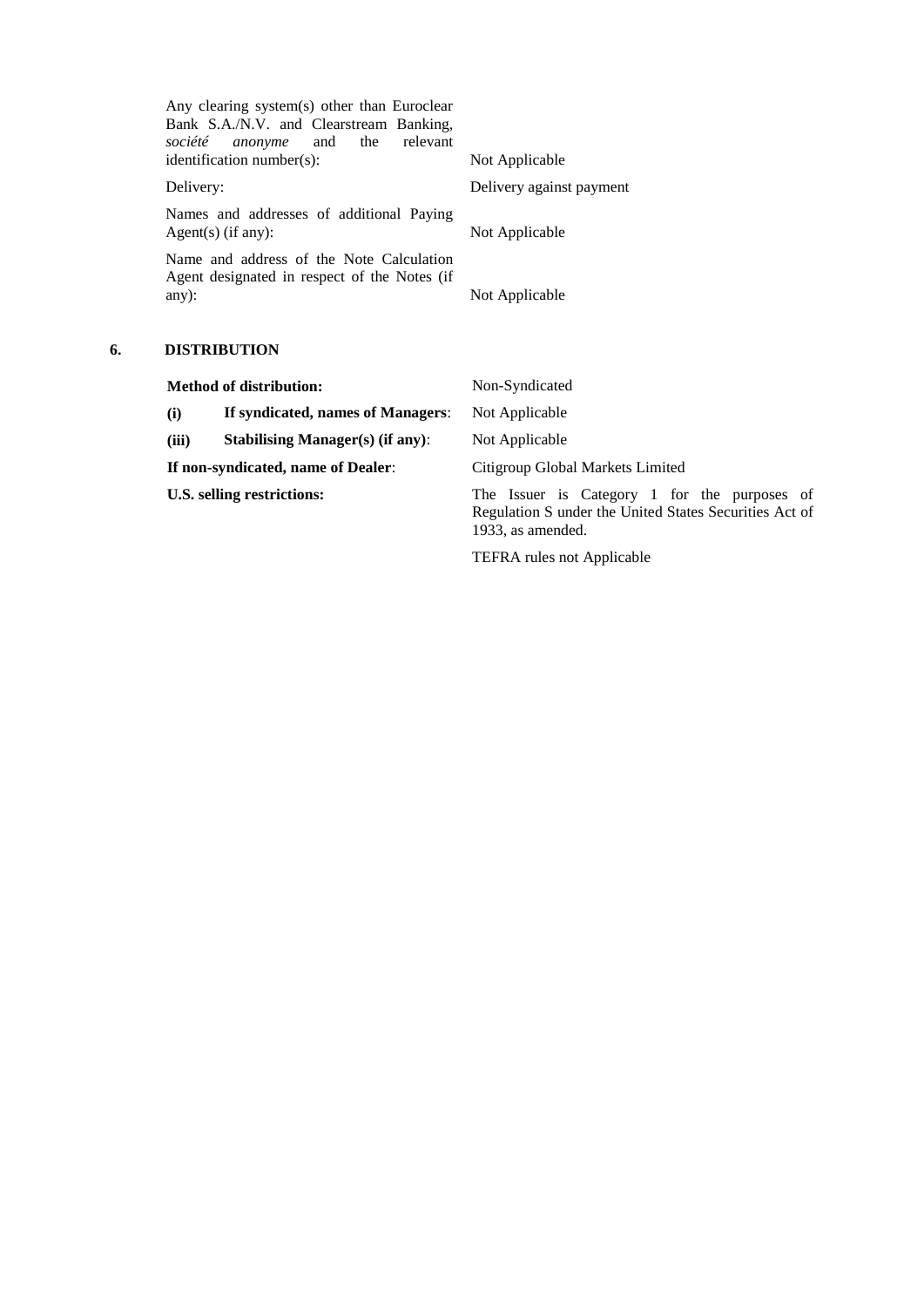| | |
|---|---|
| Any clearing system(s) other than Euroclear Bank S.A./N.V. and Clearstream Banking, *société anonyme* and the relevant identification number(s): | Not Applicable |
| Delivery: | Delivery against payment |
| Names and addresses of additional Paying Agent(s) (if any): | Not Applicable |
| Name and address of the Note Calculation Agent designated in respect of the Notes (if any): | Not Applicable |

## 6. DISTRIBUTION

| | |
|---|---|
| **Method of distribution:** | Non-Syndicated |
| **(i) If syndicated, names of Managers**: | Not Applicable |
| **(iii) Stabilising Manager(s) (if any)**: | Not Applicable |
| **If non-syndicated, name of Dealer**: | Citigroup Global Markets Limited |
| **U.S. selling restrictions:** | The Issuer is Category 1 for the purposes of Regulation S under the United States Securities Act of 1933, as amended.<br><br>TEFRA rules not Applicable |